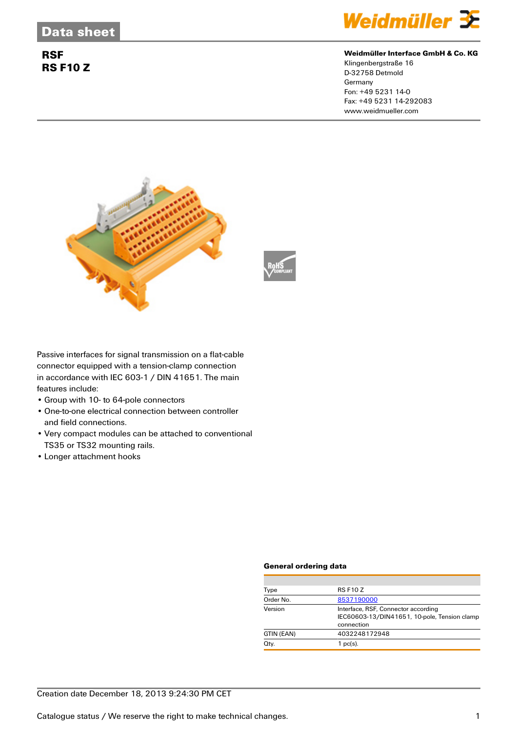Data sheet

# RSF
# RS F10 Z

**Weidmüller Interface GmbH & Co. KG**
Klingenbergstraße 16
D-32758 Detmold
Germany
Fon: +49 5231 14-0
Fax: +49 5231 14-292083
www.weidmueller.com

Passive interfaces for signal transmission on a flat-cable connector equipped with a tension-clamp connection in accordance with IEC 603-1 / DIN 41651. The main features include:

- Group with 10- to 64-pole connectors
- One-to-one electrical connection between controller and field connections.
- Very compact modules can be attached to conventional TS35 or TS32 mounting rails.
- Longer attachment hooks

### General ordering data

| | |
|---|---|
| Type | RS F10 Z |
| Order No. | 8537190000 |
| Version | Interface, RSF, Connector according IEC60603-13/DIN41651, 10-pole, Tension clamp connection |
| GTIN (EAN) | 4032248172948 |
| Qty. | 1 pc(s). |

Creation date December 18, 2013 9:24:30 PM CET

Catalogue status / We reserve the right to make technical changes.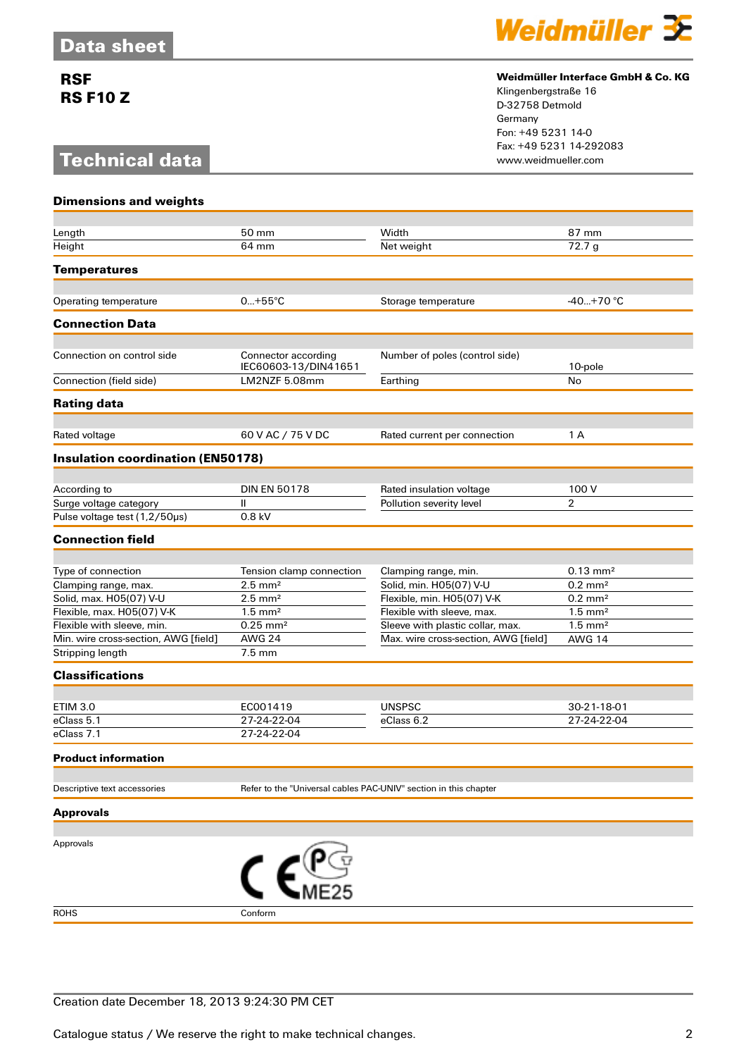# Data sheet

**RSF**
**RS F10 Z**

**Weidmüller Interface GmbH & Co. KG**
Klingenbergstraße 16
D-32758 Detmold
Germany
Fon: +49 5231 14-0
Fax: +49 5231 14-292083
www.weidmueller.com

## Technical data

### Dimensions and weights

| | | | |
|---|---|---|---|
| Length | 50 mm | Width | 87 mm |
| Height | 64 mm | Net weight | 72.7 g |

### Temperatures

| | | | |
|---|---|---|---|
| Operating temperature | 0...+55°C | Storage temperature | -40...+70 °C |

### Connection Data

| | | | |
|---|---|---|---|
| Connection on control side | Connector according IEC60603-13/DIN41651 | Number of poles (control side) | 10-pole |
| Connection (field side) | LM2NZF 5.08mm | Earthing | No |

### Rating data

| | | | |
|---|---|---|---|
| Rated voltage | 60 V AC / 75 V DC | Rated current per connection | 1 A |

### Insulation coordination (EN50178)

| | | | |
|---|---|---|---|
| According to | DIN EN 50178 | Rated insulation voltage | 100 V |
| Surge voltage category | II | Pollution severity level | 2 |
| Pulse voltage test (1,2/50µs) | 0.8 kV | | |

### Connection field

| | | | |
|---|---|---|---|
| Type of connection | Tension clamp connection | Clamping range, min. | 0.13 mm² |
| Clamping range, max. | 2.5 mm² | Solid, min. H05(07) V-U | 0.2 mm² |
| Solid, max. H05(07) V-U | 2.5 mm² | Flexible, min. H05(07) V-K | 0.2 mm² |
| Flexible, max. H05(07) V-K | 1.5 mm² | Flexible with sleeve, max. | 1.5 mm² |
| Flexible with sleeve, min. | 0.25 mm² | Sleeve with plastic collar, max. | 1.5 mm² |
| Min. wire cross-section, AWG [field] | AWG 24 | Max. wire cross-section, AWG [field] | AWG 14 |
| Stripping length | 7.5 mm | | |

### Classifications

| | | | |
|---|---|---|---|
| ETIM 3.0 | EC001419 | UNSPSC | 30-21-18-01 |
| eClass 5.1 | 27-24-22-04 | eClass 6.2 | 27-24-22-04 |
| eClass 7.1 | 27-24-22-04 | | |

### Product information

| | |
|---|---|
| Descriptive text accessories | Refer to the "Universal cables PAC-UNIV" section in this chapter |

### Approvals

| | |
|---|---|
| Approvals | CE, PC ME25 |
| ROHS | Conform |

Creation date December 18, 2013 9:24:30 PM CET

Catalogue status / We reserve the right to make technical changes.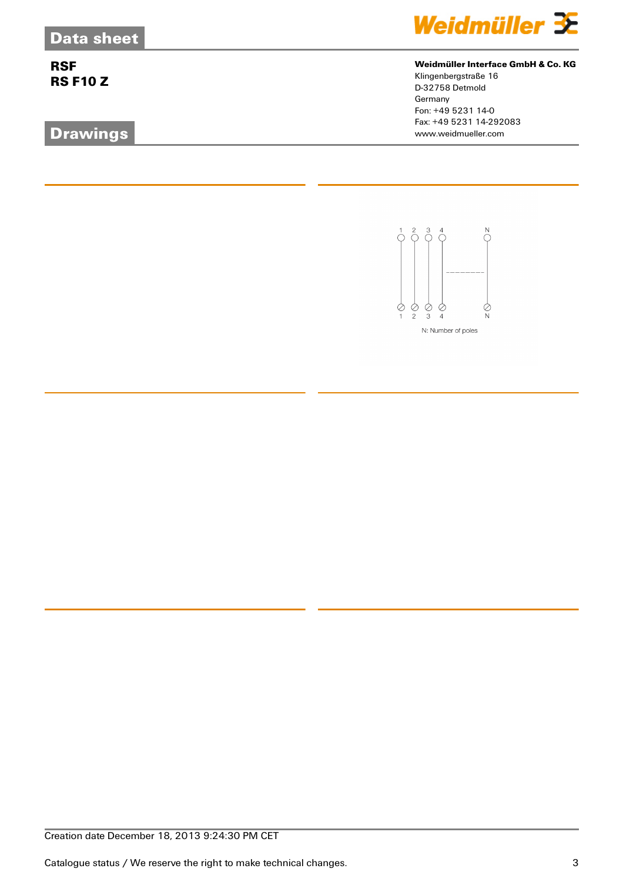## Data sheet

**RSF**
**RS F10 Z**

**Weidmüller Interface GmbH & Co. KG**
Klingenbergstraße 16
D-32758 Detmold
Germany
Fon: +49 5231 14-0
Fax: +49 5231 14-292083
www.weidmueller.com

## Drawings

1 2 3 4 N

1 2 3 4 N

N: Number of poles

Creation date December 18, 2013 9:24:30 PM CET

Catalogue status / We reserve the right to make technical changes.